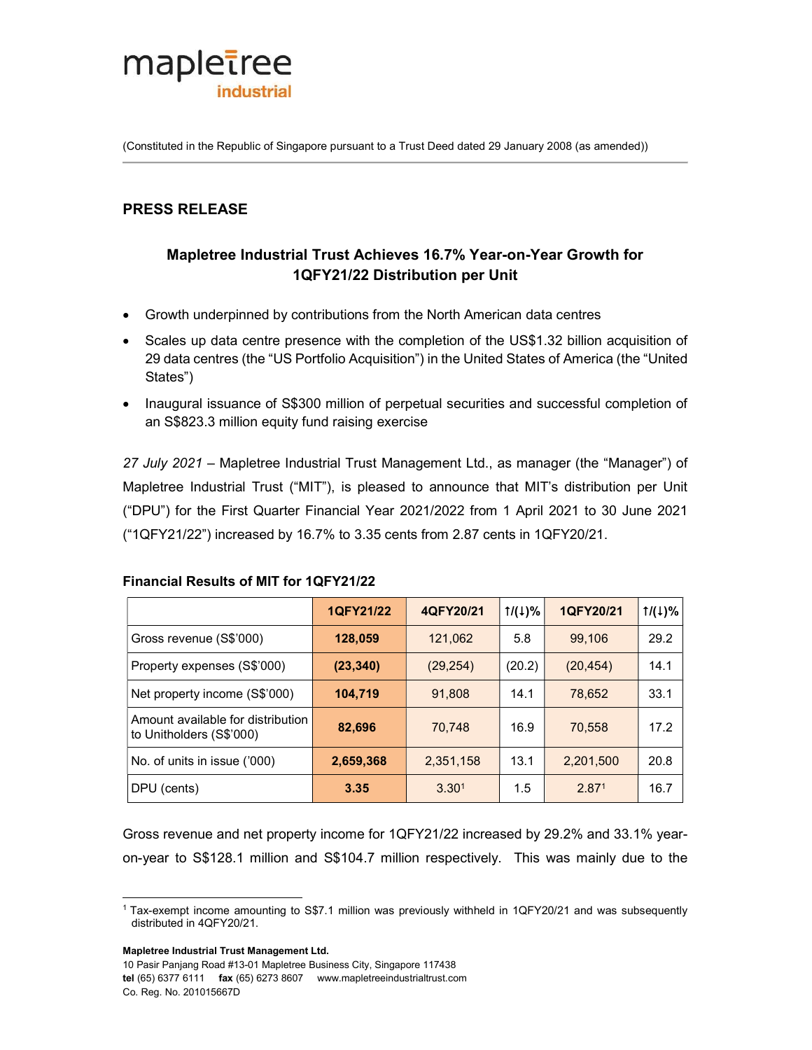mapletree
industrial

(Constituted in the Republic of Singapore pursuant to a Trust Deed dated 29 January 2008 (as amended))

## PRESS RELEASE

### Mapletree Industrial Trust Achieves 16.7% Year-on-Year Growth for 1QFY21/22 Distribution per Unit

- Growth underpinned by contributions from the North American data centres
- Scales up data centre presence with the completion of the US$1.32 billion acquisition of 29 data centres (the "US Portfolio Acquisition") in the United States of America (the "United States")
- Inaugural issuance of S$300 million of perpetual securities and successful completion of an S$823.3 million equity fund raising exercise

*27 July 2021* – Mapletree Industrial Trust Management Ltd., as manager (the "Manager") of Mapletree Industrial Trust ("MIT"), is pleased to announce that MIT's distribution per Unit ("DPU") for the First Quarter Financial Year 2021/2022 from 1 April 2021 to 30 June 2021 ("1QFY21/22") increased by 16.7% to 3.35 cents from 2.87 cents in 1QFY20/21.

**Financial Results of MIT for 1QFY21/22**

| | 1QFY21/22 | 4QFY20/21 | ↑/(↓)% | 1QFY20/21 | ↑/(↓)% |
|---|---|---|---|---|---|
| Gross revenue (S$'000) | **128,059** | 121,062 | 5.8 | 99,106 | 29.2 |
| Property expenses (S$'000) | **(23,340)** | (29,254) | (20.2) | (20,454) | 14.1 |
| Net property income (S$'000) | **104,719** | 91,808 | 14.1 | 78,652 | 33.1 |
| Amount available for distribution to Unitholders (S$'000) | **82,696** | 70,748 | 16.9 | 70,558 | 17.2 |
| No. of units in issue ('000) | **2,659,368** | 2,351,158 | 13.1 | 2,201,500 | 20.8 |
| DPU (cents) | **3.35** | 3.30[1] | 1.5 | 2.87[1] | 16.7 |

Gross revenue and net property income for 1QFY21/22 increased by 29.2% and 33.1% year-on-year to S$128.1 million and S$104.7 million respectively. This was mainly due to the

[1] Tax-exempt income amounting to S$7.1 million was previously withheld in 1QFY20/21 and was subsequently distributed in 4QFY20/21.

**Mapletree Industrial Trust Management Ltd.**
10 Pasir Panjang Road #13-01 Mapletree Business City, Singapore 117438
**tel** (65) 6377 6111 **fax** (65) 6273 8607 www.mapletreeindustrialtrust.com
Co. Reg. No. 201015667D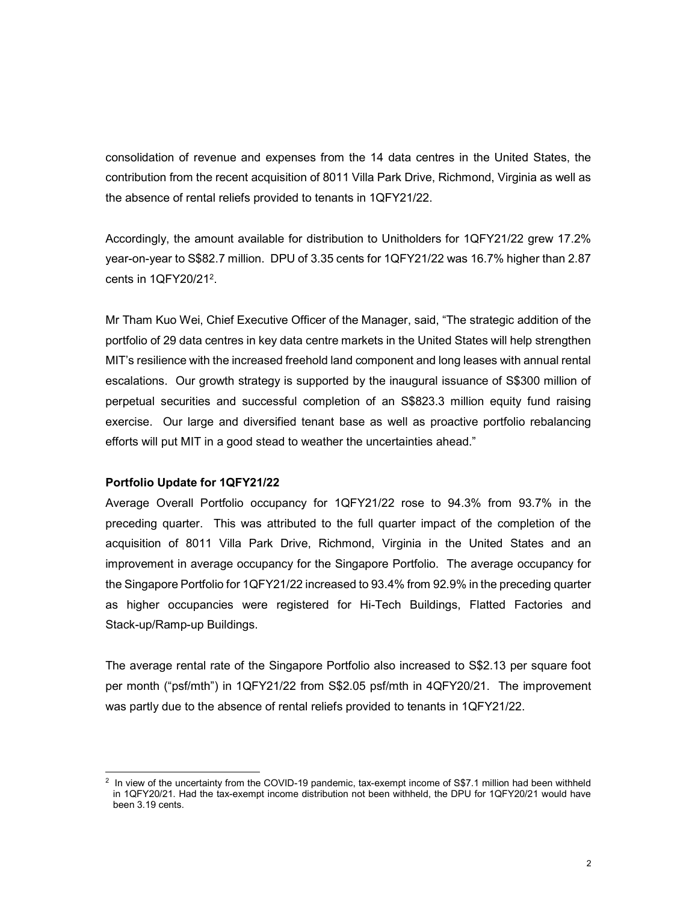consolidation of revenue and expenses from the 14 data centres in the United States, the contribution from the recent acquisition of 8011 Villa Park Drive, Richmond, Virginia as well as the absence of rental reliefs provided to tenants in 1QFY21/22.

Accordingly, the amount available for distribution to Unitholders for 1QFY21/22 grew 17.2% year-on-year to S$82.7 million. DPU of 3.35 cents for 1QFY21/22 was 16.7% higher than 2.87 cents in 1QFY20/21[2].

Mr Tham Kuo Wei, Chief Executive Officer of the Manager, said, "The strategic addition of the portfolio of 29 data centres in key data centre markets in the United States will help strengthen MIT's resilience with the increased freehold land component and long leases with annual rental escalations. Our growth strategy is supported by the inaugural issuance of S$300 million of perpetual securities and successful completion of an S$823.3 million equity fund raising exercise. Our large and diversified tenant base as well as proactive portfolio rebalancing efforts will put MIT in a good stead to weather the uncertainties ahead."

**Portfolio Update for 1QFY21/22**

Average Overall Portfolio occupancy for 1QFY21/22 rose to 94.3% from 93.7% in the preceding quarter. This was attributed to the full quarter impact of the completion of the acquisition of 8011 Villa Park Drive, Richmond, Virginia in the United States and an improvement in average occupancy for the Singapore Portfolio. The average occupancy for the Singapore Portfolio for 1QFY21/22 increased to 93.4% from 92.9% in the preceding quarter as higher occupancies were registered for Hi-Tech Buildings, Flatted Factories and Stack-up/Ramp-up Buildings.

The average rental rate of the Singapore Portfolio also increased to S$2.13 per square foot per month ("psf/mth") in 1QFY21/22 from S$2.05 psf/mth in 4QFY20/21. The improvement was partly due to the absence of rental reliefs provided to tenants in 1QFY21/22.

---

[2] In view of the uncertainty from the COVID-19 pandemic, tax-exempt income of S$7.1 million had been withheld in 1QFY20/21. Had the tax-exempt income distribution not been withheld, the DPU for 1QFY20/21 would have been 3.19 cents.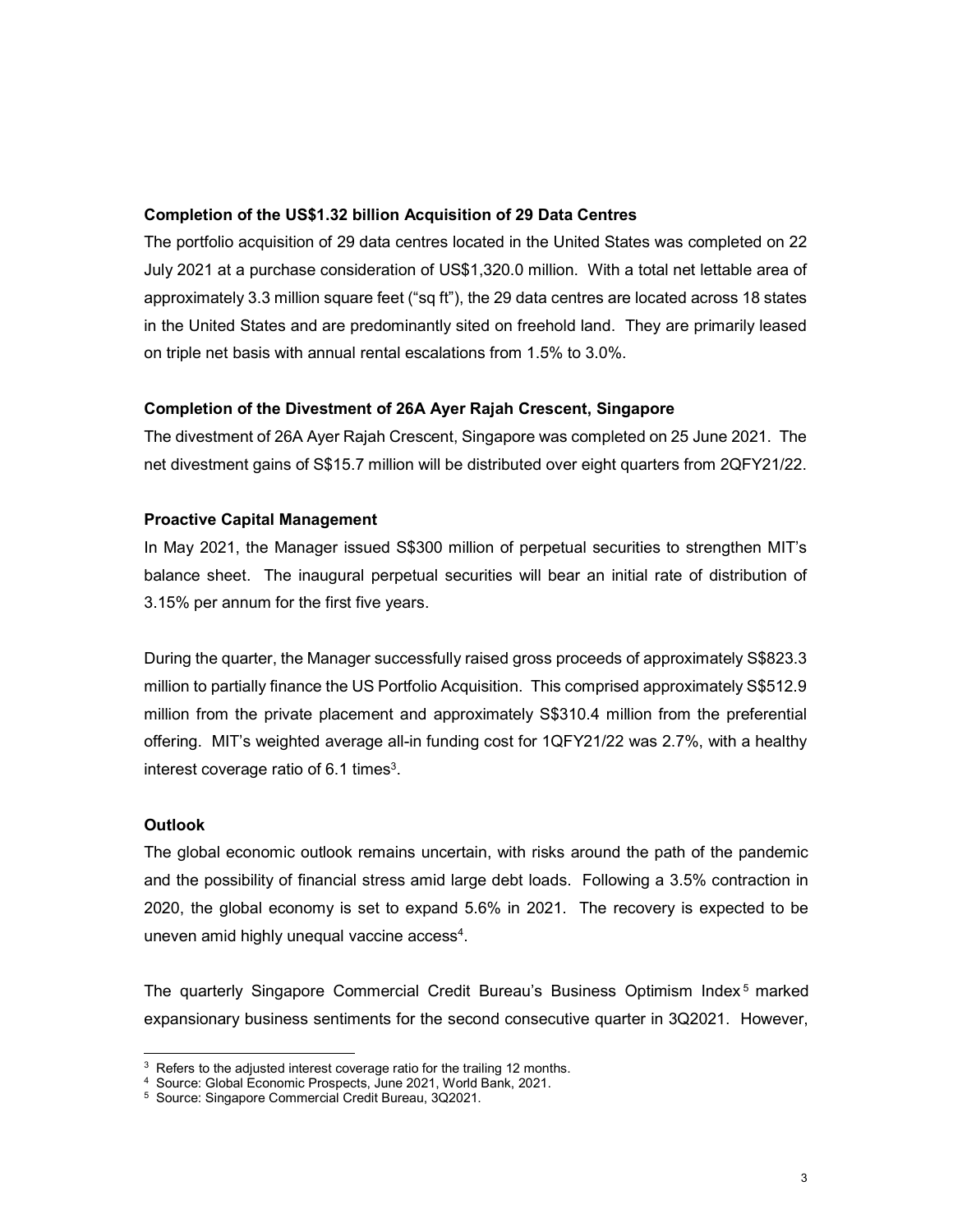**Completion of the US$1.32 billion Acquisition of 29 Data Centres**

The portfolio acquisition of 29 data centres located in the United States was completed on 22 July 2021 at a purchase consideration of US$1,320.0 million. With a total net lettable area of approximately 3.3 million square feet ("sq ft"), the 29 data centres are located across 18 states in the United States and are predominantly sited on freehold land. They are primarily leased on triple net basis with annual rental escalations from 1.5% to 3.0%.

**Completion of the Divestment of 26A Ayer Rajah Crescent, Singapore**

The divestment of 26A Ayer Rajah Crescent, Singapore was completed on 25 June 2021. The net divestment gains of S$15.7 million will be distributed over eight quarters from 2QFY21/22.

**Proactive Capital Management**

In May 2021, the Manager issued S$300 million of perpetual securities to strengthen MIT's balance sheet. The inaugural perpetual securities will bear an initial rate of distribution of 3.15% per annum for the first five years.

During the quarter, the Manager successfully raised gross proceeds of approximately S$823.3 million to partially finance the US Portfolio Acquisition. This comprised approximately S$512.9 million from the private placement and approximately S$310.4 million from the preferential offering. MIT's weighted average all-in funding cost for 1QFY21/22 was 2.7%, with a healthy interest coverage ratio of 6.1 times[3].

**Outlook**

The global economic outlook remains uncertain, with risks around the path of the pandemic and the possibility of financial stress amid large debt loads. Following a 3.5% contraction in 2020, the global economy is set to expand 5.6% in 2021. The recovery is expected to be uneven amid highly unequal vaccine access[4].

The quarterly Singapore Commercial Credit Bureau's Business Optimism Index[5] marked expansionary business sentiments for the second consecutive quarter in 3Q2021. However,

---

[3] Refers to the adjusted interest coverage ratio for the trailing 12 months.

[4] Source: Global Economic Prospects, June 2021, World Bank, 2021.

[5] Source: Singapore Commercial Credit Bureau, 3Q2021.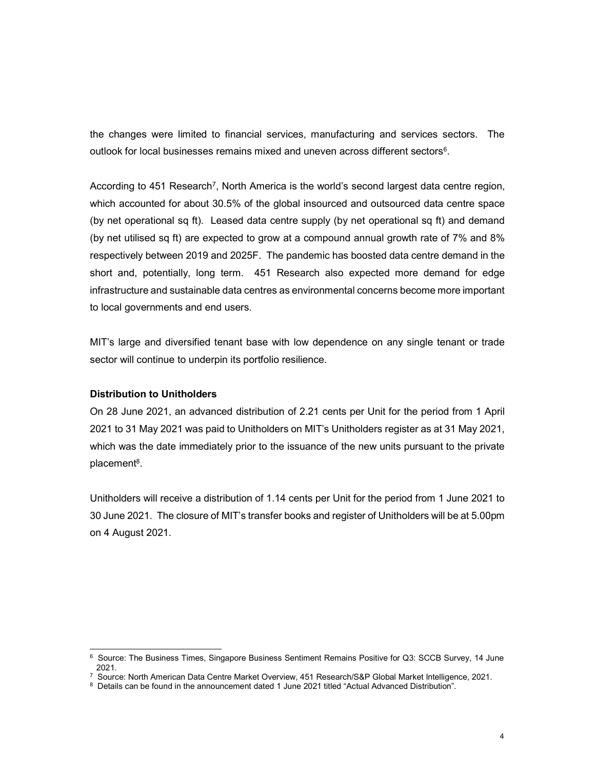the changes were limited to financial services, manufacturing and services sectors. The outlook for local businesses remains mixed and uneven across different sectors[6].

According to 451 Research[7], North America is the world's second largest data centre region, which accounted for about 30.5% of the global insourced and outsourced data centre space (by net operational sq ft). Leased data centre supply (by net operational sq ft) and demand (by net utilised sq ft) are expected to grow at a compound annual growth rate of 7% and 8% respectively between 2019 and 2025F. The pandemic has boosted data centre demand in the short and, potentially, long term. 451 Research also expected more demand for edge infrastructure and sustainable data centres as environmental concerns become more important to local governments and end users.

MIT's large and diversified tenant base with low dependence on any single tenant or trade sector will continue to underpin its portfolio resilience.

**Distribution to Unitholders**

On 28 June 2021, an advanced distribution of 2.21 cents per Unit for the period from 1 April 2021 to 31 May 2021 was paid to Unitholders on MIT's Unitholders register as at 31 May 2021, which was the date immediately prior to the issuance of the new units pursuant to the private placement[8].

Unitholders will receive a distribution of 1.14 cents per Unit for the period from 1 June 2021 to 30 June 2021. The closure of MIT's transfer books and register of Unitholders will be at 5.00pm on 4 August 2021.

---

[6] Source: The Business Times, Singapore Business Sentiment Remains Positive for Q3: SCCB Survey, 14 June 2021.

[7] Source: North American Data Centre Market Overview, 451 Research/S&P Global Market Intelligence, 2021.

[8] Details can be found in the announcement dated 1 June 2021 titled "Actual Advanced Distribution".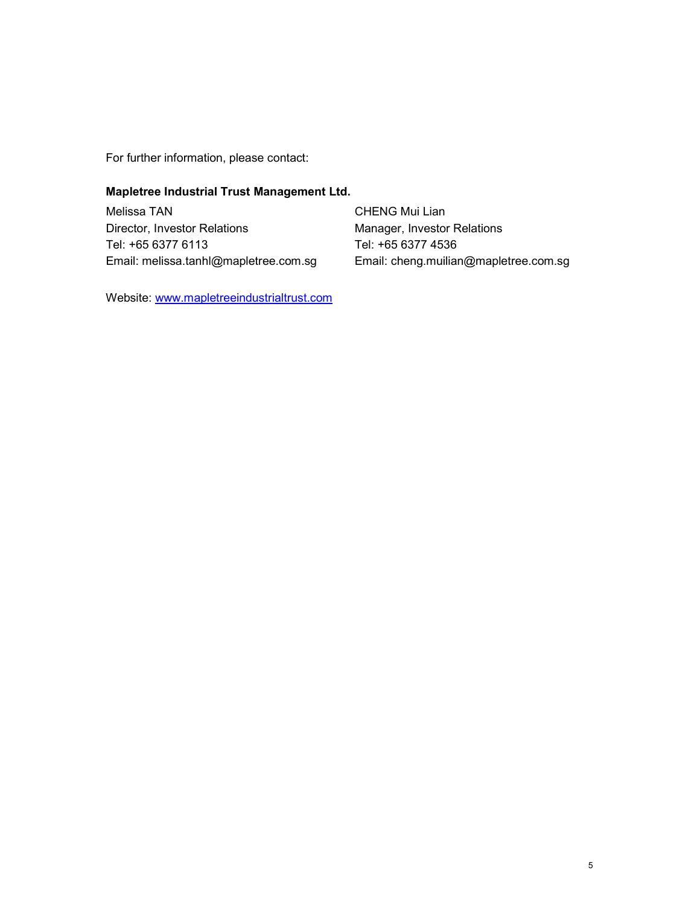For further information, please contact:

**Mapletree Industrial Trust Management Ltd.**

Melissa TAN
Director, Investor Relations
Tel: +65 6377 6113
Email: melissa.tanhl@mapletree.com.sg

CHENG Mui Lian
Manager, Investor Relations
Tel: +65 6377 4536
Email: cheng.muilian@mapletree.com.sg

Website: [www.mapletreeindustrialtrust.com](http://www.mapletreeindustrialtrust.com)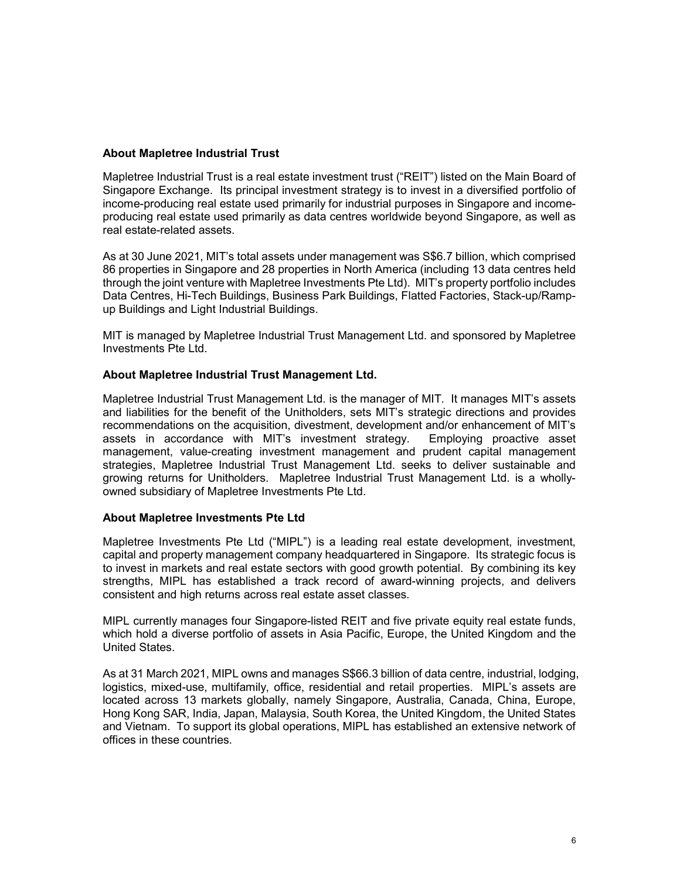**About Mapletree Industrial Trust**

Mapletree Industrial Trust is a real estate investment trust ("REIT") listed on the Main Board of Singapore Exchange. Its principal investment strategy is to invest in a diversified portfolio of income-producing real estate used primarily for industrial purposes in Singapore and income-producing real estate used primarily as data centres worldwide beyond Singapore, as well as real estate-related assets.

As at 30 June 2021, MIT's total assets under management was S$6.7 billion, which comprised 86 properties in Singapore and 28 properties in North America (including 13 data centres held through the joint venture with Mapletree Investments Pte Ltd). MIT's property portfolio includes Data Centres, Hi-Tech Buildings, Business Park Buildings, Flatted Factories, Stack-up/Ramp-up Buildings and Light Industrial Buildings.

MIT is managed by Mapletree Industrial Trust Management Ltd. and sponsored by Mapletree Investments Pte Ltd.

**About Mapletree Industrial Trust Management Ltd.**

Mapletree Industrial Trust Management Ltd. is the manager of MIT. It manages MIT's assets and liabilities for the benefit of the Unitholders, sets MIT's strategic directions and provides recommendations on the acquisition, divestment, development and/or enhancement of MIT's assets in accordance with MIT's investment strategy. Employing proactive asset management, value-creating investment management and prudent capital management strategies, Mapletree Industrial Trust Management Ltd. seeks to deliver sustainable and growing returns for Unitholders. Mapletree Industrial Trust Management Ltd. is a wholly-owned subsidiary of Mapletree Investments Pte Ltd.

**About Mapletree Investments Pte Ltd**

Mapletree Investments Pte Ltd ("MIPL") is a leading real estate development, investment, capital and property management company headquartered in Singapore. Its strategic focus is to invest in markets and real estate sectors with good growth potential. By combining its key strengths, MIPL has established a track record of award-winning projects, and delivers consistent and high returns across real estate asset classes.

MIPL currently manages four Singapore-listed REIT and five private equity real estate funds, which hold a diverse portfolio of assets in Asia Pacific, Europe, the United Kingdom and the United States.

As at 31 March 2021, MIPL owns and manages S$66.3 billion of data centre, industrial, lodging, logistics, mixed-use, multifamily, office, residential and retail properties. MIPL's assets are located across 13 markets globally, namely Singapore, Australia, Canada, China, Europe, Hong Kong SAR, India, Japan, Malaysia, South Korea, the United Kingdom, the United States and Vietnam. To support its global operations, MIPL has established an extensive network of offices in these countries.